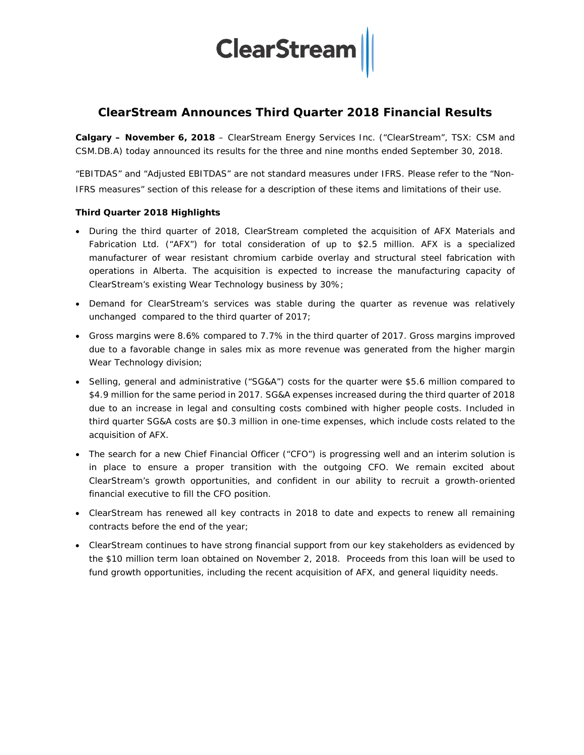ClearStream

# ClearStream Announces Third Quarter 2018 Financial Results

**Calgary – November 6, 2018** – ClearStream Energy Services Inc. ("ClearStream", TSX: CSM and CSM.DB.A) today announced its results for the three and nine months ended September 30, 2018.

"EBITDAS" and "Adjusted EBITDAS" are not standard measures under IFRS. Please refer to the "Non-IFRS measures" section of this release for a description of these items and limitations of their use.

**Third Quarter 2018 Highlights**

- During the third quarter of 2018, ClearStream completed the acquisition of AFX Materials and Fabrication Ltd. ("AFX") for total consideration of up to $2.5 million. AFX is a specialized manufacturer of wear resistant chromium carbide overlay and structural steel fabrication with operations in Alberta. The acquisition is expected to increase the manufacturing capacity of ClearStream's existing Wear Technology business by 30%;
- Demand for ClearStream's services was stable during the quarter as revenue was relatively unchanged compared to the third quarter of 2017;
- Gross margins were 8.6% compared to 7.7% in the third quarter of 2017. Gross margins improved due to a favorable change in sales mix as more revenue was generated from the higher margin Wear Technology division;
- Selling, general and administrative ("SG&A") costs for the quarter were $5.6 million compared to $4.9 million for the same period in 2017. SG&A expenses increased during the third quarter of 2018 due to an increase in legal and consulting costs combined with higher people costs. Included in third quarter SG&A costs are $0.3 million in one-time expenses, which include costs related to the acquisition of AFX.
- The search for a new Chief Financial Officer ("CFO") is progressing well and an interim solution is in place to ensure a proper transition with the outgoing CFO. We remain excited about ClearStream's growth opportunities, and confident in our ability to recruit a growth-oriented financial executive to fill the CFO position.
- ClearStream has renewed all key contracts in 2018 to date and expects to renew all remaining contracts before the end of the year;
- ClearStream continues to have strong financial support from our key stakeholders as evidenced by the $10 million term loan obtained on November 2, 2018. Proceeds from this loan will be used to fund growth opportunities, including the recent acquisition of AFX, and general liquidity needs.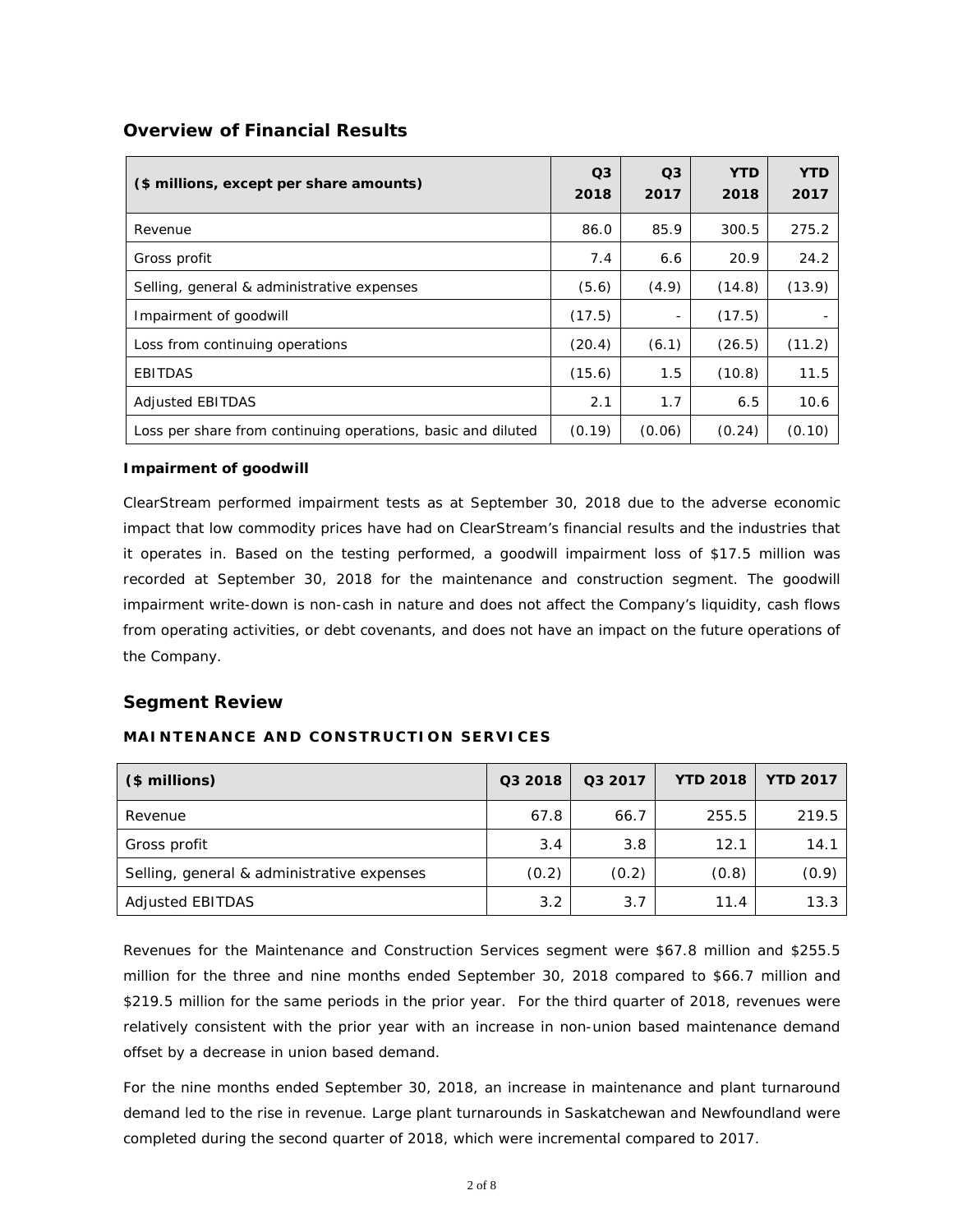## Overview of Financial Results

| ($ millions, except per share amounts) | Q3 2018 | Q3 2017 | YTD 2018 | YTD 2017 |
|---|---|---|---|---|
| Revenue | 86.0 | 85.9 | 300.5 | 275.2 |
| Gross profit | 7.4 | 6.6 | 20.9 | 24.2 |
| Selling, general & administrative expenses | (5.6) | (4.9) | (14.8) | (13.9) |
| Impairment of goodwill | (17.5) | - | (17.5) | - |
| Loss from continuing operations | (20.4) | (6.1) | (26.5) | (11.2) |
| EBITDAS | (15.6) | 1.5 | (10.8) | 11.5 |
| Adjusted EBITDAS | 2.1 | 1.7 | 6.5 | 10.6 |
| Loss per share from continuing operations, basic and diluted | (0.19) | (0.06) | (0.24) | (0.10) |

**Impairment of goodwill**

ClearStream performed impairment tests as at September 30, 2018 due to the adverse economic impact that low commodity prices have had on ClearStream's financial results and the industries that it operates in. Based on the testing performed, a goodwill impairment loss of $17.5 million was recorded at September 30, 2018 for the maintenance and construction segment. The goodwill impairment write-down is non-cash in nature and does not affect the Company's liquidity, cash flows from operating activities, or debt covenants, and does not have an impact on the future operations of the Company.

## Segment Review

### MAINTENANCE AND CONSTRUCTION SERVICES

| ($ millions) | Q3 2018 | Q3 2017 | YTD 2018 | YTD 2017 |
|---|---|---|---|---|
| Revenue | 67.8 | 66.7 | 255.5 | 219.5 |
| Gross profit | 3.4 | 3.8 | 12.1 | 14.1 |
| Selling, general & administrative expenses | (0.2) | (0.2) | (0.8) | (0.9) |
| Adjusted EBITDAS | 3.2 | 3.7 | 11.4 | 13.3 |

Revenues for the Maintenance and Construction Services segment were $67.8 million and $255.5 million for the three and nine months ended September 30, 2018 compared to $66.7 million and $219.5 million for the same periods in the prior year. For the third quarter of 2018, revenues were relatively consistent with the prior year with an increase in non-union based maintenance demand offset by a decrease in union based demand.

For the nine months ended September 30, 2018, an increase in maintenance and plant turnaround demand led to the rise in revenue. Large plant turnarounds in Saskatchewan and Newfoundland were completed during the second quarter of 2018, which were incremental compared to 2017.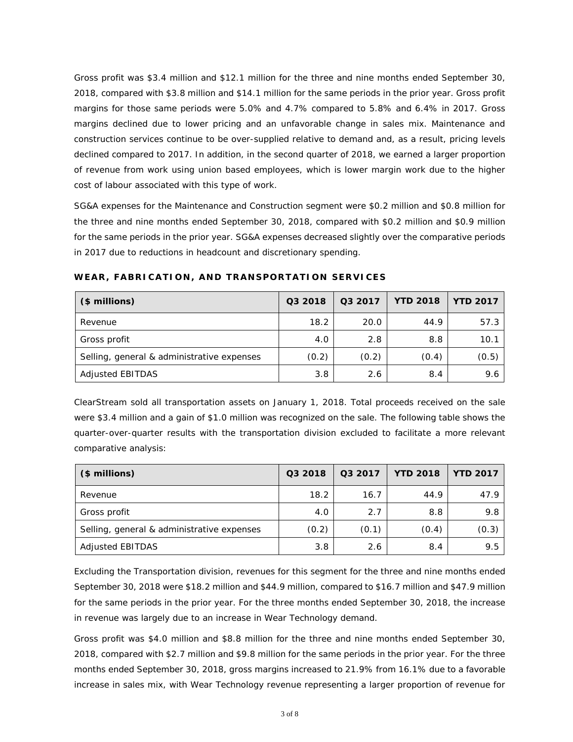Gross profit was $3.4 million and $12.1 million for the three and nine months ended September 30, 2018, compared with $3.8 million and $14.1 million for the same periods in the prior year. Gross profit margins for those same periods were 5.0% and 4.7% compared to 5.8% and 6.4% in 2017. Gross margins declined due to lower pricing and an unfavorable change in sales mix. Maintenance and construction services continue to be over-supplied relative to demand and, as a result, pricing levels declined compared to 2017. In addition, in the second quarter of 2018, we earned a larger proportion of revenue from work using union based employees, which is lower margin work due to the higher cost of labour associated with this type of work.

SG&A expenses for the Maintenance and Construction segment were $0.2 million and $0.8 million for the three and nine months ended September 30, 2018, compared with $0.2 million and $0.9 million for the same periods in the prior year. SG&A expenses decreased slightly over the comparative periods in 2017 due to reductions in headcount and discretionary spending.

### WEAR, FABRICATION, AND TRANSPORTATION SERVICES

| ($ millions) | Q3 2018 | Q3 2017 | YTD 2018 | YTD 2017 |
|---|---|---|---|---|
| Revenue | 18.2 | 20.0 | 44.9 | 57.3 |
| Gross profit | 4.0 | 2.8 | 8.8 | 10.1 |
| Selling, general & administrative expenses | (0.2) | (0.2) | (0.4) | (0.5) |
| Adjusted EBITDAS | 3.8 | 2.6 | 8.4 | 9.6 |

ClearStream sold all transportation assets on January 1, 2018. Total proceeds received on the sale were $3.4 million and a gain of $1.0 million was recognized on the sale. The following table shows the quarter-over-quarter results with the transportation division excluded to facilitate a more relevant comparative analysis:

| ($ millions) | Q3 2018 | Q3 2017 | YTD 2018 | YTD 2017 |
|---|---|---|---|---|
| Revenue | 18.2 | 16.7 | 44.9 | 47.9 |
| Gross profit | 4.0 | 2.7 | 8.8 | 9.8 |
| Selling, general & administrative expenses | (0.2) | (0.1) | (0.4) | (0.3) |
| Adjusted EBITDAS | 3.8 | 2.6 | 8.4 | 9.5 |

Excluding the Transportation division, revenues for this segment for the three and nine months ended September 30, 2018 were $18.2 million and $44.9 million, compared to $16.7 million and $47.9 million for the same periods in the prior year. For the three months ended September 30, 2018, the increase in revenue was largely due to an increase in Wear Technology demand.

Gross profit was $4.0 million and $8.8 million for the three and nine months ended September 30, 2018, compared with $2.7 million and $9.8 million for the same periods in the prior year. For the three months ended September 30, 2018, gross margins increased to 21.9% from 16.1% due to a favorable increase in sales mix, with Wear Technology revenue representing a larger proportion of revenue for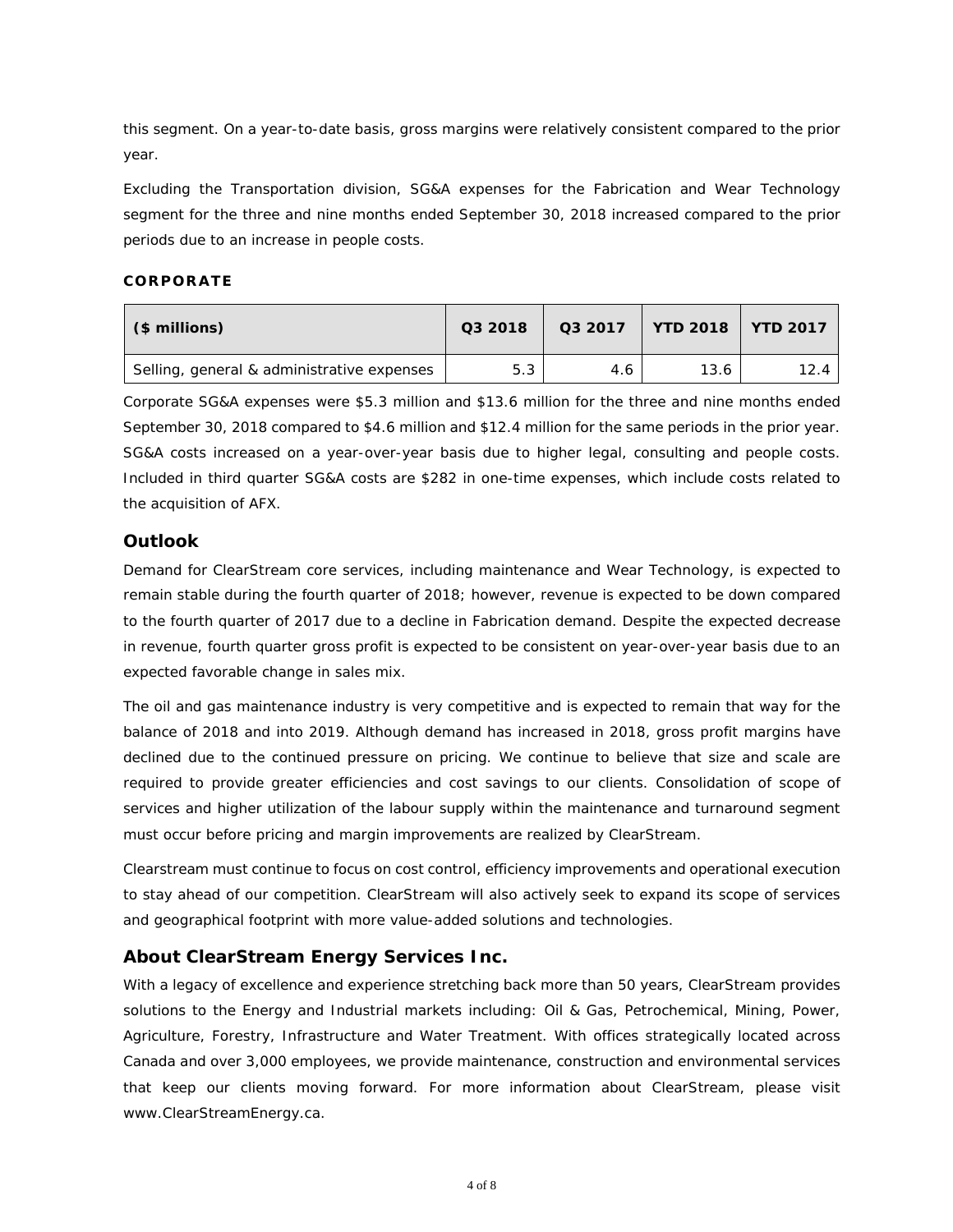this segment. On a year-to-date basis, gross margins were relatively consistent compared to the prior year.

Excluding the Transportation division, SG&A expenses for the Fabrication and Wear Technology segment for the three and nine months ended September 30, 2018 increased compared to the prior periods due to an increase in people costs.

**CORPORATE**

| ($ millions) | Q3 2018 | Q3 2017 | YTD 2018 | YTD 2017 |
|---|---|---|---|---|
| Selling, general & administrative expenses | 5.3 | 4.6 | 13.6 | 12.4 |

Corporate SG&A expenses were $5.3 million and $13.6 million for the three and nine months ended September 30, 2018 compared to $4.6 million and $12.4 million for the same periods in the prior year. SG&A costs increased on a year-over-year basis due to higher legal, consulting and people costs. Included in third quarter SG&A costs are $282 in one-time expenses, which include costs related to the acquisition of AFX.

## Outlook

Demand for ClearStream core services, including maintenance and Wear Technology, is expected to remain stable during the fourth quarter of 2018; however, revenue is expected to be down compared to the fourth quarter of 2017 due to a decline in Fabrication demand. Despite the expected decrease in revenue, fourth quarter gross profit is expected to be consistent on year-over-year basis due to an expected favorable change in sales mix.

The oil and gas maintenance industry is very competitive and is expected to remain that way for the balance of 2018 and into 2019. Although demand has increased in 2018, gross profit margins have declined due to the continued pressure on pricing. We continue to believe that size and scale are required to provide greater efficiencies and cost savings to our clients. Consolidation of scope of services and higher utilization of the labour supply within the maintenance and turnaround segment must occur before pricing and margin improvements are realized by ClearStream.

Clearstream must continue to focus on cost control, efficiency improvements and operational execution to stay ahead of our competition. ClearStream will also actively seek to expand its scope of services and geographical footprint with more value-added solutions and technologies.

## About ClearStream Energy Services Inc.

With a legacy of excellence and experience stretching back more than 50 years, ClearStream provides solutions to the Energy and Industrial markets including: Oil & Gas, Petrochemical, Mining, Power, Agriculture, Forestry, Infrastructure and Water Treatment. With offices strategically located across Canada and over 3,000 employees, we provide maintenance, construction and environmental services that keep our clients moving forward. For more information about ClearStream, please visit www.ClearStreamEnergy.ca.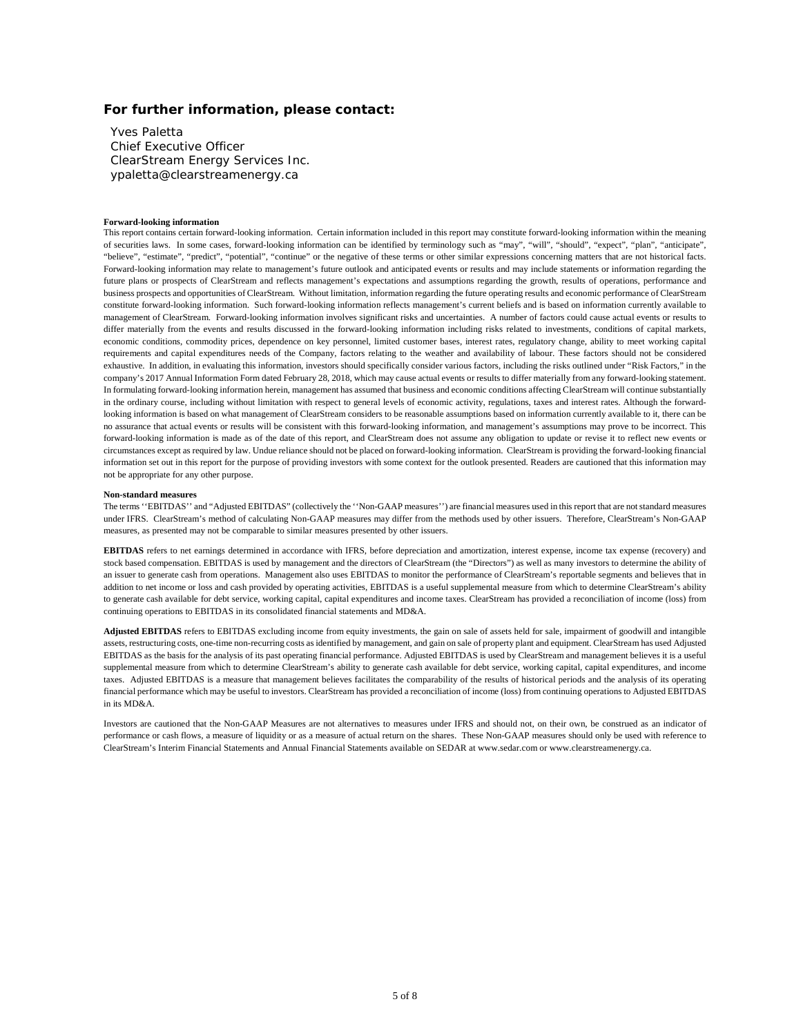## For further information, please contact:

Yves Paletta
Chief Executive Officer
ClearStream Energy Services Inc.
ypaletta@clearstreamenergy.ca

**Forward-looking information**

This report contains certain forward-looking information. Certain information included in this report may constitute forward-looking information within the meaning of securities laws. In some cases, forward-looking information can be identified by terminology such as "may", "will", "should", "expect", "plan", "anticipate", "believe", "estimate", "predict", "potential", "continue" or the negative of these terms or other similar expressions concerning matters that are not historical facts. Forward-looking information may relate to management's future outlook and anticipated events or results and may include statements or information regarding the future plans or prospects of ClearStream and reflects management's expectations and assumptions regarding the growth, results of operations, performance and business prospects and opportunities of ClearStream. Without limitation, information regarding the future operating results and economic performance of ClearStream constitute forward-looking information. Such forward-looking information reflects management's current beliefs and is based on information currently available to management of ClearStream. Forward-looking information involves significant risks and uncertainties. A number of factors could cause actual events or results to differ materially from the events and results discussed in the forward-looking information including risks related to investments, conditions of capital markets, economic conditions, commodity prices, dependence on key personnel, limited customer bases, interest rates, regulatory change, ability to meet working capital requirements and capital expenditures needs of the Company, factors relating to the weather and availability of labour. These factors should not be considered exhaustive. In addition, in evaluating this information, investors should specifically consider various factors, including the risks outlined under "Risk Factors," in the company's 2017 Annual Information Form dated February 28, 2018, which may cause actual events or results to differ materially from any forward-looking statement. In formulating forward-looking information herein, management has assumed that business and economic conditions affecting ClearStream will continue substantially in the ordinary course, including without limitation with respect to general levels of economic activity, regulations, taxes and interest rates. Although the forward-looking information is based on what management of ClearStream considers to be reasonable assumptions based on information currently available to it, there can be no assurance that actual events or results will be consistent with this forward-looking information, and management's assumptions may prove to be incorrect. This forward-looking information is made as of the date of this report, and ClearStream does not assume any obligation to update or revise it to reflect new events or circumstances except as required by law. Undue reliance should not be placed on forward-looking information. ClearStream is providing the forward-looking financial information set out in this report for the purpose of providing investors with some context for the outlook presented. Readers are cautioned that this information may not be appropriate for any other purpose.

**Non-standard measures**

The terms ''EBITDAS'' and "Adjusted EBITDAS" (collectively the ''Non-GAAP measures'') are financial measures used in this report that are not standard measures under IFRS. ClearStream's method of calculating Non-GAAP measures may differ from the methods used by other issuers. Therefore, ClearStream's Non-GAAP measures, as presented may not be comparable to similar measures presented by other issuers.

**EBITDAS** refers to net earnings determined in accordance with IFRS, before depreciation and amortization, interest expense, income tax expense (recovery) and stock based compensation. EBITDAS is used by management and the directors of ClearStream (the "Directors") as well as many investors to determine the ability of an issuer to generate cash from operations. Management also uses EBITDAS to monitor the performance of ClearStream's reportable segments and believes that in addition to net income or loss and cash provided by operating activities, EBITDAS is a useful supplemental measure from which to determine ClearStream's ability to generate cash available for debt service, working capital, capital expenditures and income taxes. ClearStream has provided a reconciliation of income (loss) from continuing operations to EBITDAS in its consolidated financial statements and MD&A.

**Adjusted EBITDAS** refers to EBITDAS excluding income from equity investments, the gain on sale of assets held for sale, impairment of goodwill and intangible assets, restructuring costs, one-time non-recurring costs as identified by management, and gain on sale of property plant and equipment. ClearStream has used Adjusted EBITDAS as the basis for the analysis of its past operating financial performance. Adjusted EBITDAS is used by ClearStream and management believes it is a useful supplemental measure from which to determine ClearStream's ability to generate cash available for debt service, working capital, capital expenditures, and income taxes. Adjusted EBITDAS is a measure that management believes facilitates the comparability of the results of historical periods and the analysis of its operating financial performance which may be useful to investors. ClearStream has provided a reconciliation of income (loss) from continuing operations to Adjusted EBITDAS in its MD&A.

Investors are cautioned that the Non-GAAP Measures are not alternatives to measures under IFRS and should not, on their own, be construed as an indicator of performance or cash flows, a measure of liquidity or as a measure of actual return on the shares. These Non-GAAP measures should only be used with reference to ClearStream's Interim Financial Statements and Annual Financial Statements available on SEDAR at www.sedar.com or www.clearstreamenergy.ca.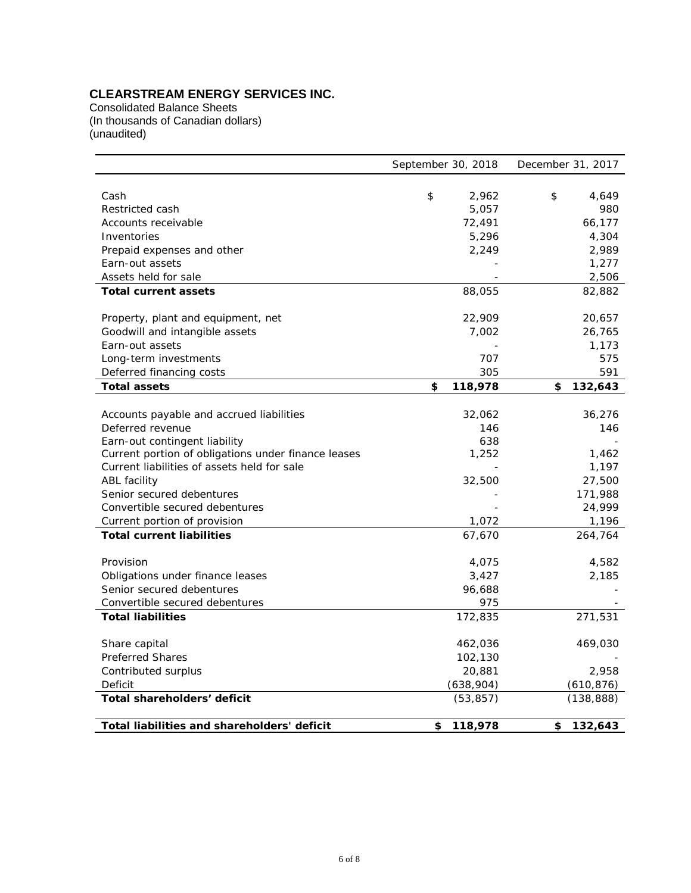# CLEARSTREAM ENERGY SERVICES INC.

Consolidated Balance Sheets
(In thousands of Canadian dollars)
(unaudited)

| | September 30, 2018 | December 31, 2017 |
|---|---|---|
| Cash | $ 2,962 | $ 4,649 |
| Restricted cash | 5,057 | 980 |
| Accounts receivable | 72,491 | 66,177 |
| Inventories | 5,296 | 4,304 |
| Prepaid expenses and other | 2,249 | 2,989 |
| Earn-out assets | - | 1,277 |
| Assets held for sale | - | 2,506 |
| **Total current assets** | 88,055 | 82,882 |
| Property, plant and equipment, net | 22,909 | 20,657 |
| Goodwill and intangible assets | 7,002 | 26,765 |
| Earn-out assets | - | 1,173 |
| Long-term investments | 707 | 575 |
| Deferred financing costs | 305 | 591 |
| **Total assets** | **$ 118,978** | **$ 132,643** |
| Accounts payable and accrued liabilities | 32,062 | 36,276 |
| Deferred revenue | 146 | 146 |
| Earn-out contingent liability | 638 | - |
| Current portion of obligations under finance leases | 1,252 | 1,462 |
| Current liabilities of assets held for sale | - | 1,197 |
| ABL facility | 32,500 | 27,500 |
| Senior secured debentures | - | 171,988 |
| Convertible secured debentures | - | 24,999 |
| Current portion of provision | 1,072 | 1,196 |
| **Total current liabilities** | 67,670 | 264,764 |
| Provision | 4,075 | 4,582 |
| Obligations under finance leases | 3,427 | 2,185 |
| Senior secured debentures | 96,688 | - |
| Convertible secured debentures | 975 | - |
| **Total liabilities** | 172,835 | 271,531 |
| Share capital | 462,036 | 469,030 |
| Preferred Shares | 102,130 | - |
| Contributed surplus | 20,881 | 2,958 |
| Deficit | (638,904) | (610,876) |
| **Total shareholders' deficit** | (53,857) | (138,888) |
| **Total liabilities and shareholders' deficit** | **$ 118,978** | **$ 132,643** |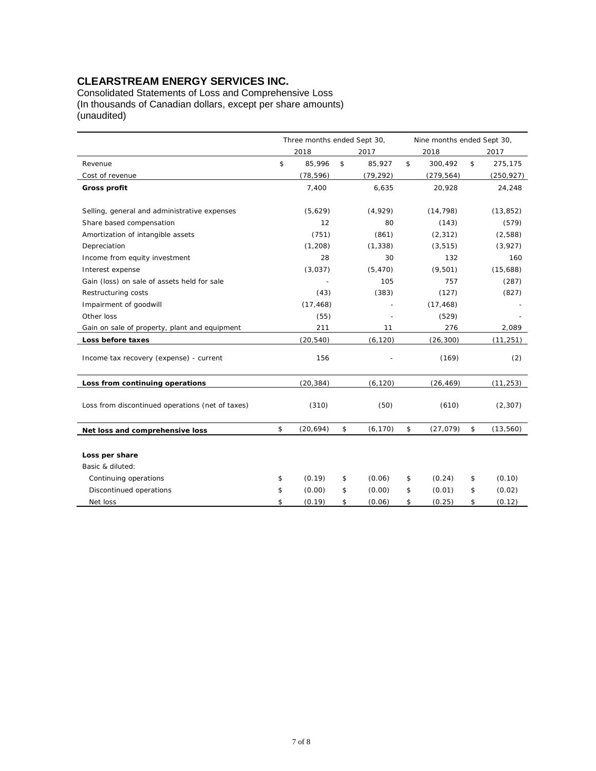# CLEARSTREAM ENERGY SERVICES INC.

Consolidated Statements of Loss and Comprehensive Loss
(In thousands of Canadian dollars, except per share amounts)
(unaudited)

| | Three months ended Sept 30, | | Nine months ended Sept 30, | |
|---|---|---|---|---|
| | 2018 | 2017 | 2018 | 2017 |
| Revenue | $ 85,996 | $ 85,927 | $ 300,492 | $ 275,175 |
| Cost of revenue | (78,596) | (79,292) | (279,564) | (250,927) |
| **Gross profit** | 7,400 | 6,635 | 20,928 | 24,248 |
| Selling, general and administrative expenses | (5,629) | (4,929) | (14,798) | (13,852) |
| Share based compensation | 12 | 80 | (143) | (579) |
| Amortization of intangible assets | (751) | (861) | (2,312) | (2,588) |
| Depreciation | (1,208) | (1,338) | (3,515) | (3,927) |
| Income from equity investment | 28 | 30 | 132 | 160 |
| Interest expense | (3,037) | (5,470) | (9,501) | (15,688) |
| Gain (loss) on sale of assets held for sale | - | 105 | 757 | (287) |
| Restructuring costs | (43) | (383) | (127) | (827) |
| Impairment of goodwill | (17,468) | - | (17,468) | - |
| Other loss | (55) | - | (529) | - |
| Gain on sale of property, plant and equipment | 211 | 11 | 276 | 2,089 |
| **Loss before taxes** | (20,540) | (6,120) | (26,300) | (11,251) |
| Income tax recovery (expense) - current | 156 | - | (169) | (2) |
| **Loss from continuing operations** | (20,384) | (6,120) | (26,469) | (11,253) |
| Loss from discontinued operations (net of taxes) | (310) | (50) | (610) | (2,307) |
| **Net loss and comprehensive loss** | $ (20,694) | $ (6,170) | $ (27,079) | $ (13,560) |
| **Loss per share** | | | | |
| Basic & diluted: | | | | |
| Continuing operations | $ (0.19) | $ (0.06) | $ (0.24) | $ (0.10) |
| Discontinued operations | $ (0.00) | $ (0.00) | $ (0.01) | $ (0.02) |
| Net loss | $ (0.19) | $ (0.06) | $ (0.25) | $ (0.12) |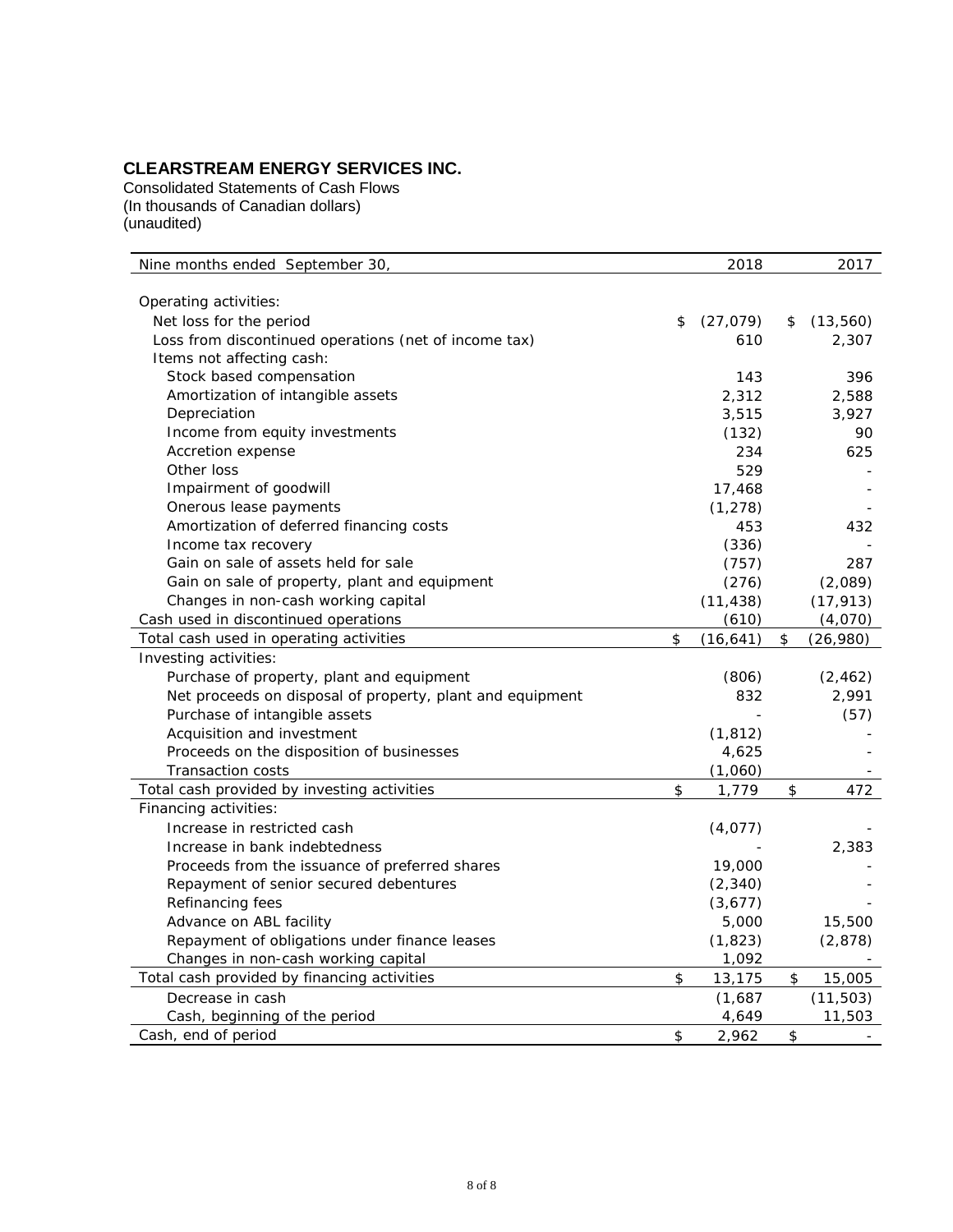**CLEARSTREAM ENERGY SERVICES INC.**

Consolidated Statements of Cash Flows
(In thousands of Canadian dollars)
(unaudited)

| Nine months ended September 30, | 2018 | 2017 |
|---|---|---|
| Operating activities: | | |
| Net loss for the period | $ (27,079) | $ (13,560) |
| Loss from discontinued operations (net of income tax) | 610 | 2,307 |
| Items not affecting cash: | | |
| Stock based compensation | 143 | 396 |
| Amortization of intangible assets | 2,312 | 2,588 |
| Depreciation | 3,515 | 3,927 |
| Income from equity investments | (132) | 90 |
| Accretion expense | 234 | 625 |
| Other loss | 529 | - |
| Impairment of goodwill | 17,468 | - |
| Onerous lease payments | (1,278) | - |
| Amortization of deferred financing costs | 453 | 432 |
| Income tax recovery | (336) | - |
| Gain on sale of assets held for sale | (757) | 287 |
| Gain on sale of property, plant and equipment | (276) | (2,089) |
| Changes in non-cash working capital | (11,438) | (17,913) |
| Cash used in discontinued operations | (610) | (4,070) |
| Total cash used in operating activities | $ (16,641) | $ (26,980) |
| Investing activities: | | |
| Purchase of property, plant and equipment | (806) | (2,462) |
| Net proceeds on disposal of property, plant and equipment | 832 | 2,991 |
| Purchase of intangible assets | - | (57) |
| Acquisition and investment | (1,812) | - |
| Proceeds on the disposition of businesses | 4,625 | - |
| Transaction costs | (1,060) | - |
| Total cash provided by investing activities | $ 1,779 | $ 472 |
| Financing activities: | | |
| Increase in restricted cash | (4,077) | - |
| Increase in bank indebtedness | - | 2,383 |
| Proceeds from the issuance of preferred shares | 19,000 | - |
| Repayment of senior secured debentures | (2,340) | - |
| Refinancing fees | (3,677) | - |
| Advance on ABL facility | 5,000 | 15,500 |
| Repayment of obligations under finance leases | (1,823) | (2,878) |
| Changes in non-cash working capital | 1,092 | - |
| Total cash provided by financing activities | $ 13,175 | $ 15,005 |
| Decrease in cash | (1,687 | (11,503) |
| Cash, beginning of the period | 4,649 | 11,503 |
| Cash, end of period | $ 2,962 | $ - |